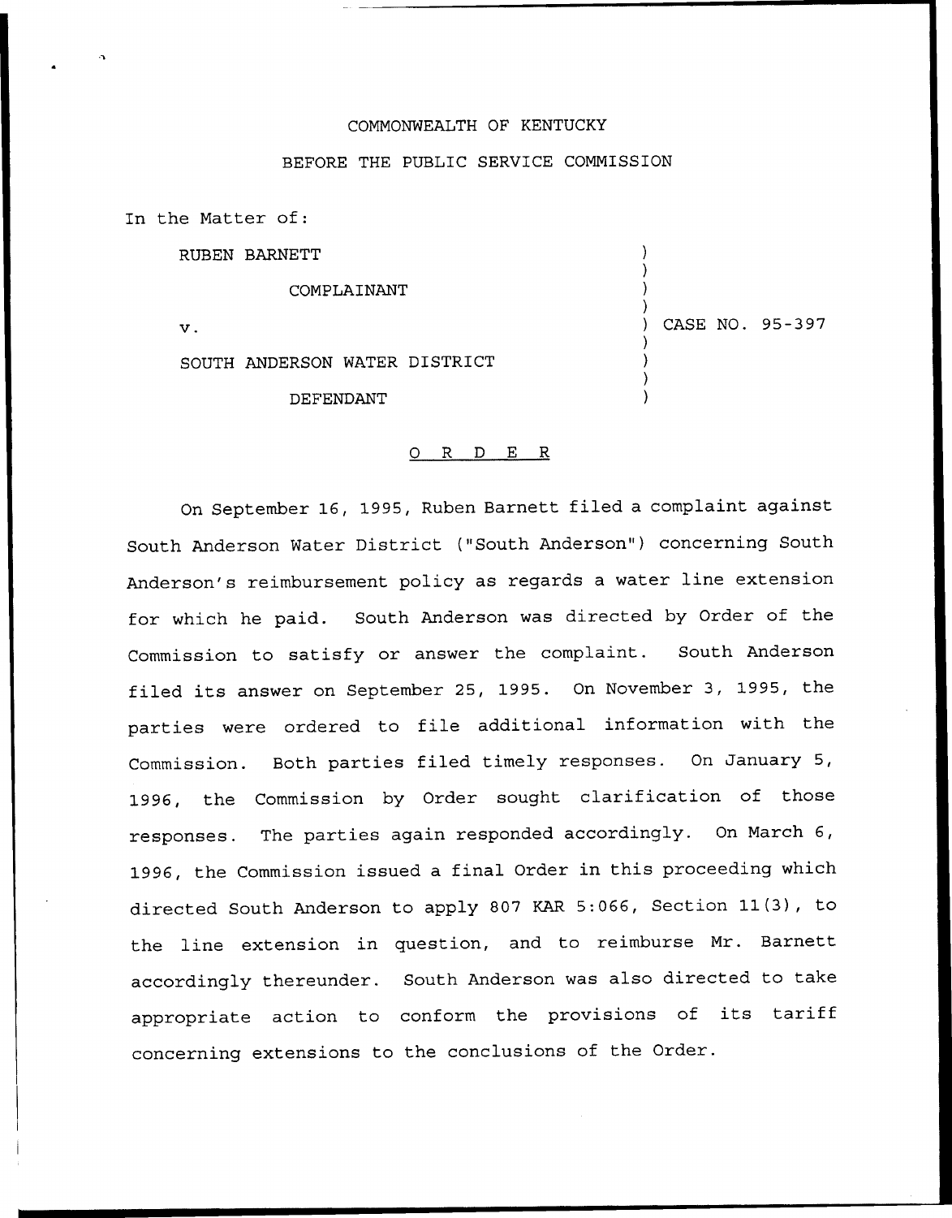COMMONWEALTH OF KENTUCKY

BEFORE THE PUBLIC SERVICE COMMISSION

In the Matter of:

| | |
|---|---|
| RUBEN BARNETT<br><br>COMPLAINANT<br><br>v.<br><br>SOUTH ANDERSON WATER DISTRICT<br><br>DEFENDANT | CASE NO. 95-397 |

# O R D E R

On September 16, 1995, Ruben Barnett filed a complaint against South Anderson Water District ("South Anderson") concerning South Anderson's reimbursement policy as regards a water line extension for which he paid. South Anderson was directed by Order of the Commission to satisfy or answer the complaint. South Anderson filed its answer on September 25, 1995. On November 3, 1995, the parties were ordered to file additional information with the Commission. Both parties filed timely responses. On January 5, 1996, the Commission by Order sought clarification of those responses. The parties again responded accordingly. On March 6, 1996, the Commission issued a final Order in this proceeding which directed South Anderson to apply 807 KAR 5:066, Section 11(3), to the line extension in question, and to reimburse Mr. Barnett accordingly thereunder. South Anderson was also directed to take appropriate action to conform the provisions of its tariff concerning extensions to the conclusions of the Order.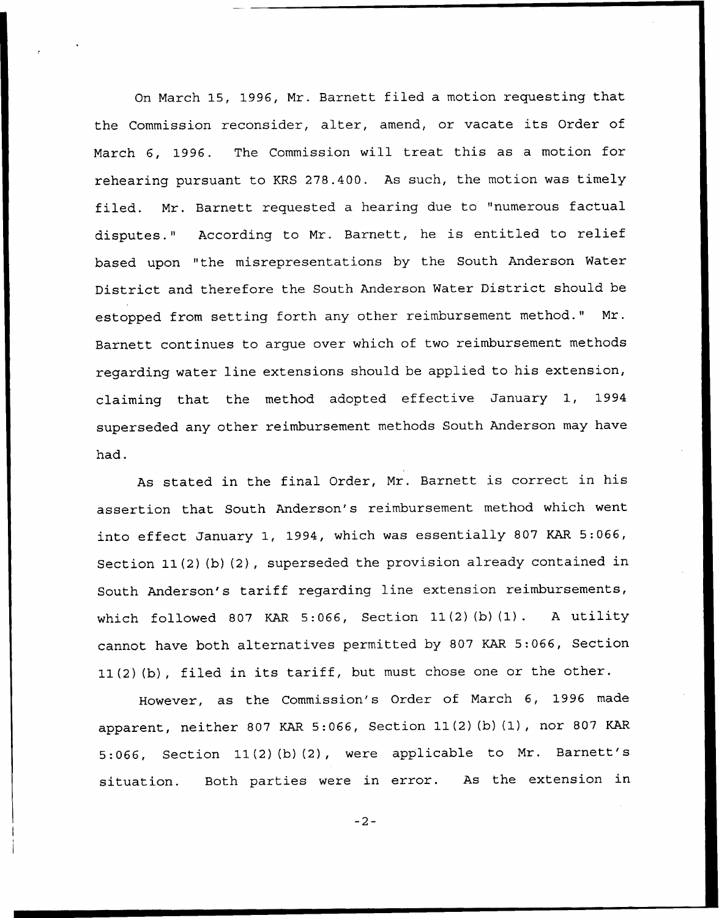On March 15, 1996, Mr. Barnett filed a motion requesting that the Commission reconsider, alter, amend, or vacate its Order of March 6, 1996. The Commission will treat this as a motion for rehearing pursuant to KRS 278.400. As such, the motion was timely filed. Mr. Barnett requested a hearing due to "numerous factual disputes." According to Mr. Barnett, he is entitled to relief based upon "the misrepresentations by the South Anderson Water District and therefore the South Anderson Water District should be estopped from setting forth any other reimbursement method." Mr. Barnett continues to argue over which of two reimbursement methods regarding water line extensions should be applied to his extension, claiming that the method adopted effective January 1, 1994 superseded any other reimbursement methods South Anderson may have had.

As stated in the final Order, Mr. Barnett is correct in his assertion that South Anderson's reimbursement method which went into effect January 1, 1994, which was essentially 807 KAR 5:066, Section 11(2)(b)(2), superseded the provision already contained in South Anderson's tariff regarding line extension reimbursements, which followed 807 KAR 5:066, Section 11(2)(b)(1). A utility cannot have both alternatives permitted by 807 KAR 5:066, Section 11(2)(b), filed in its tariff, but must chose one or the other.

However, as the Commission's Order of March 6, 1996 made apparent, neither 807 KAR 5:066, Section 11(2)(b)(1), nor 807 KAR 5:066, Section 11(2)(b)(2), were applicable to Mr. Barnett's situation. Both parties were in error. As the extension in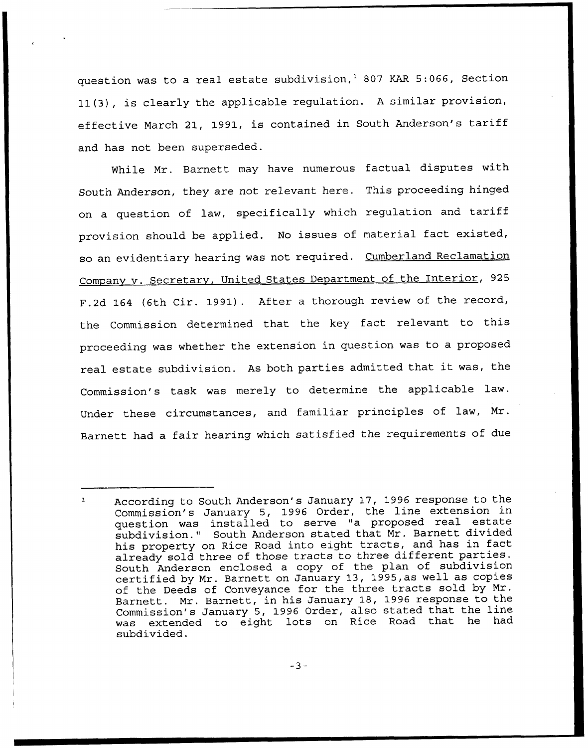question was to a real estate subdivision,[1] 807 KAR 5:066, Section 11(3), is clearly the applicable regulation. A similar provision, effective March 21, 1991, is contained in South Anderson's tariff and has not been superseded.

While Mr. Barnett may have numerous factual disputes with South Anderson, they are not relevant here. This proceeding hinged on a question of law, specifically which regulation and tariff provision should be applied. No issues of material fact existed, so an evidentiary hearing was not required. Cumberland Reclamation Company v. Secretary, United States Department of the Interior, 925 F.2d 164 (6th Cir. 1991). After a thorough review of the record, the Commission determined that the key fact relevant to this proceeding was whether the extension in question was to a proposed real estate subdivision. As both parties admitted that it was, the Commission's task was merely to determine the applicable law. Under these circumstances, and familiar principles of law, Mr. Barnett had a fair hearing which satisfied the requirements of due

---

[1] According to South Anderson's January 17, 1996 response to the Commission's January 5, 1996 Order, the line extension in question was installed to serve "a proposed real estate subdivision." South Anderson stated that Mr. Barnett divided his property on Rice Road into eight tracts, and has in fact already sold three of those tracts to three different parties. South Anderson enclosed a copy of the plan of subdivision certified by Mr. Barnett on January 13, 1995,as well as copies of the Deeds of Conveyance for the three tracts sold by Mr. Barnett. Mr. Barnett, in his January 18, 1996 response to the Commission's January 5, 1996 Order, also stated that the line was extended to eight lots on Rice Road that he had subdivided.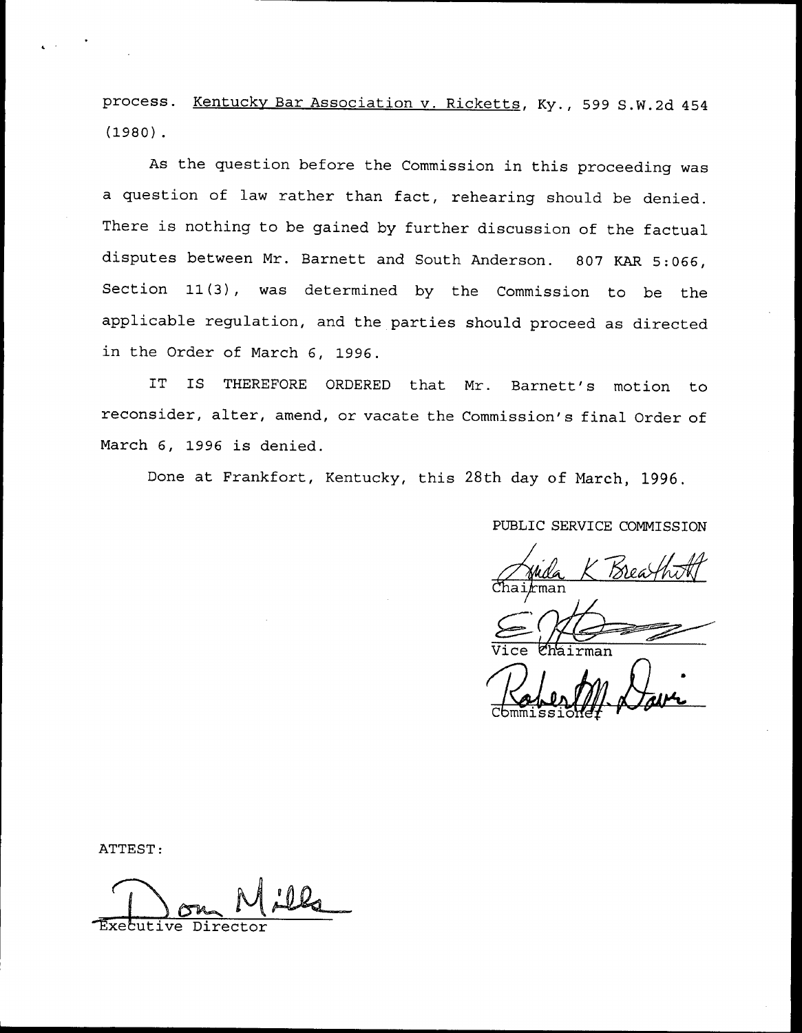process. Kentucky Bar Association v. Ricketts, Ky., 599 S.W.2d 454 (1980).

As the question before the Commission in this proceeding was a question of law rather than fact, rehearing should be denied. There is nothing to be gained by further discussion of the factual disputes between Mr. Barnett and South Anderson. 807 KAR 5:066, Section 11(3), was determined by the Commission to be the applicable regulation, and the parties should proceed as directed in the Order of March 6, 1996.

IT IS THEREFORE ORDERED that Mr. Barnett's motion to reconsider, alter, amend, or vacate the Commission's final Order of March 6, 1996 is denied.

Done at Frankfort, Kentucky, this 28th day of March, 1996.

PUBLIC SERVICE COMMISSION

Linda K Breathitt
Chairman

Vice Chairman

Robert M. Davis
Commissioner

ATTEST:

Don Mills
Executive Director